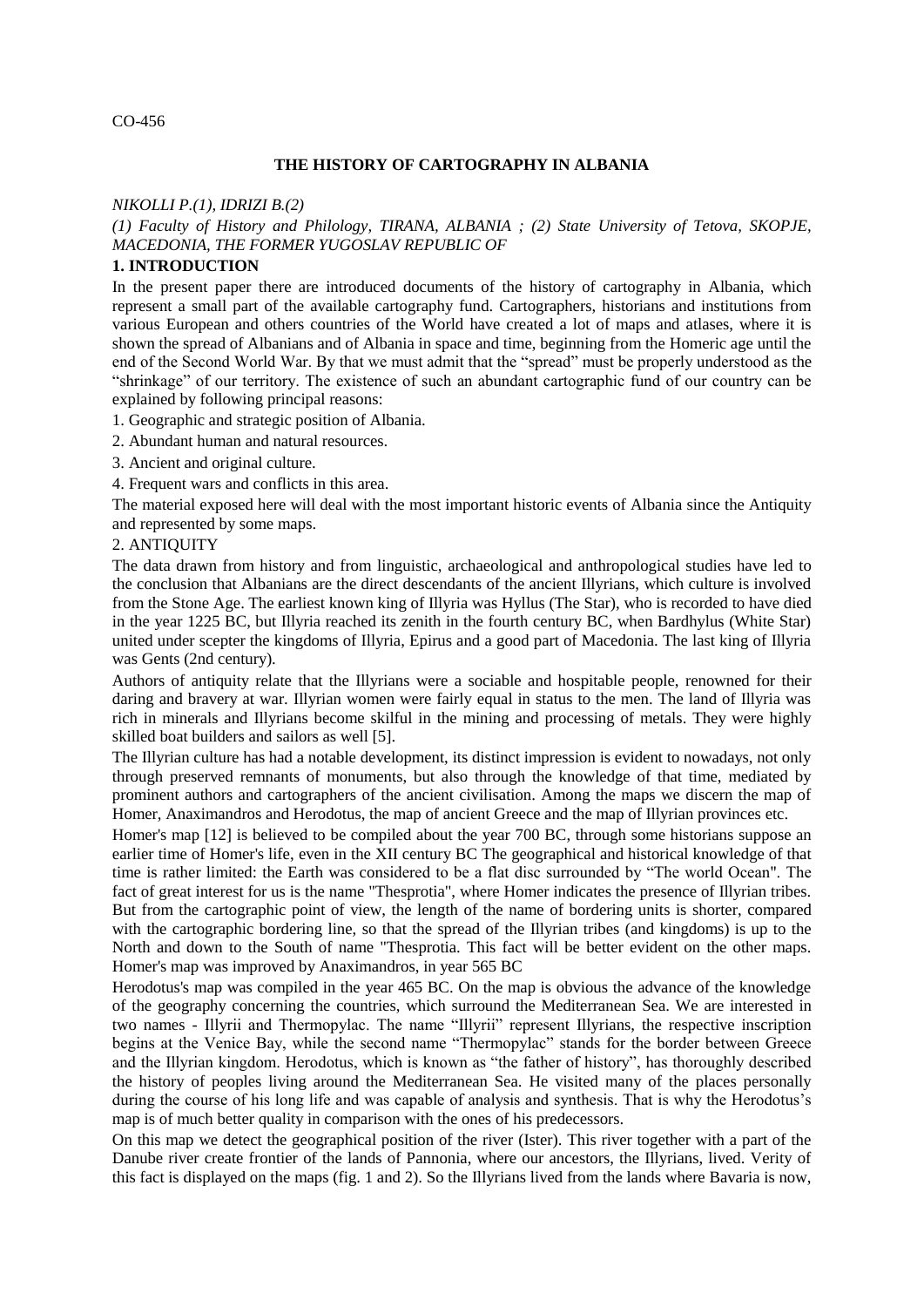CO-456

# THE HISTORY OF CARTOGRAPHY IN ALBANIA

*NIKOLLI P.(1), IDRIZI B.(2)*

*(1) Faculty of History and Philology, TIRANA, ALBANIA ; (2) State University of Tetova, SKOPJE, MACEDONIA, THE FORMER YUGOSLAV REPUBLIC OF*

## 1. INTRODUCTION

In the present paper there are introduced documents of the history of cartography in Albania, which represent a small part of the available cartography fund. Cartographers, historians and institutions from various European and others countries of the World have created a lot of maps and atlases, where it is shown the spread of Albanians and of Albania in space and time, beginning from the Homeric age until the end of the Second World War. By that we must admit that the "spread" must be properly understood as the "shrinkage" of our territory. The existence of such an abundant cartographic fund of our country can be explained by following principal reasons:

1. Geographic and strategic position of Albania.
2. Abundant human and natural resources.
3. Ancient and original culture.
4. Frequent wars and conflicts in this area.

The material exposed here will deal with the most important historic events of Albania since the Antiquity and represented by some maps.

## 2. ANTIQUITY

The data drawn from history and from linguistic, archaeological and anthropological studies have led to the conclusion that Albanians are the direct descendants of the ancient Illyrians, which culture is involved from the Stone Age. The earliest known king of Illyria was Hyllus (The Star), who is recorded to have died in the year 1225 BC, but Illyria reached its zenith in the fourth century BC, when Bardhylus (White Star) united under scepter the kingdoms of Illyria, Epirus and a good part of Macedonia. The last king of Illyria was Gents (2nd century).

Authors of antiquity relate that the Illyrians were a sociable and hospitable people, renowned for their daring and bravery at war. Illyrian women were fairly equal in status to the men. The land of Illyria was rich in minerals and Illyrians become skilful in the mining and processing of metals. They were highly skilled boat builders and sailors as well [5].

The Illyrian culture has had a notable development, its distinct impression is evident to nowadays, not only through preserved remnants of monuments, but also through the knowledge of that time, mediated by prominent authors and cartographers of the ancient civilisation. Among the maps we discern the map of Homer, Anaximandros and Herodotus, the map of ancient Greece and the map of Illyrian provinces etc.

Homer's map [12] is believed to be compiled about the year 700 BC, through some historians suppose an earlier time of Homer's life, even in the XII century BC The geographical and historical knowledge of that time is rather limited: the Earth was considered to be a flat disc surrounded by "The world Ocean". The fact of great interest for us is the name "Thesprotia", where Homer indicates the presence of Illyrian tribes. But from the cartographic point of view, the length of the name of bordering units is shorter, compared with the cartographic bordering line, so that the spread of the Illyrian tribes (and kingdoms) is up to the North and down to the South of name "Thesprotia. This fact will be better evident on the other maps. Homer's map was improved by Anaximandros, in year 565 BC

Herodotus's map was compiled in the year 465 BC. On the map is obvious the advance of the knowledge of the geography concerning the countries, which surround the Mediterranean Sea. We are interested in two names - Illyrii and Thermopylac. The name "Illyrii" represent Illyrians, the respective inscription begins at the Venice Bay, while the second name "Thermopylac" stands for the border between Greece and the Illyrian kingdom. Herodotus, which is known as "the father of history", has thoroughly described the history of peoples living around the Mediterranean Sea. He visited many of the places personally during the course of his long life and was capable of analysis and synthesis. That is why the Herodotus's map is of much better quality in comparison with the ones of his predecessors.

On this map we detect the geographical position of the river (Ister). This river together with a part of the Danube river create frontier of the lands of Pannonia, where our ancestors, the Illyrians, lived. Verity of this fact is displayed on the maps (fig. 1 and 2). So the Illyrians lived from the lands where Bavaria is now,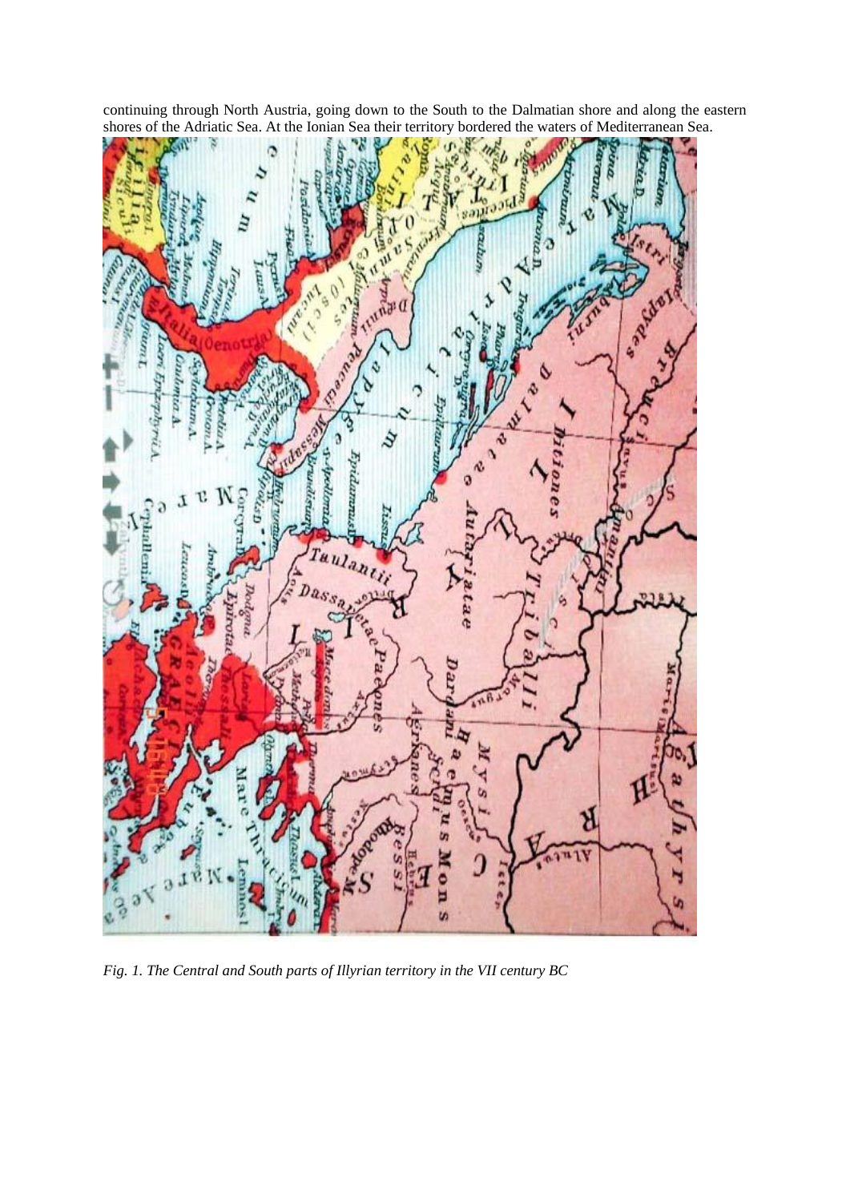continuing through North Austria, going down to the South to the Dalmatian shore and along the eastern shores of the Adriatic Sea. At the Ionian Sea their territory bordered the waters of Mediterranean Sea.

*Fig. 1. The Central and South parts of Illyrian territory in the VII century BC*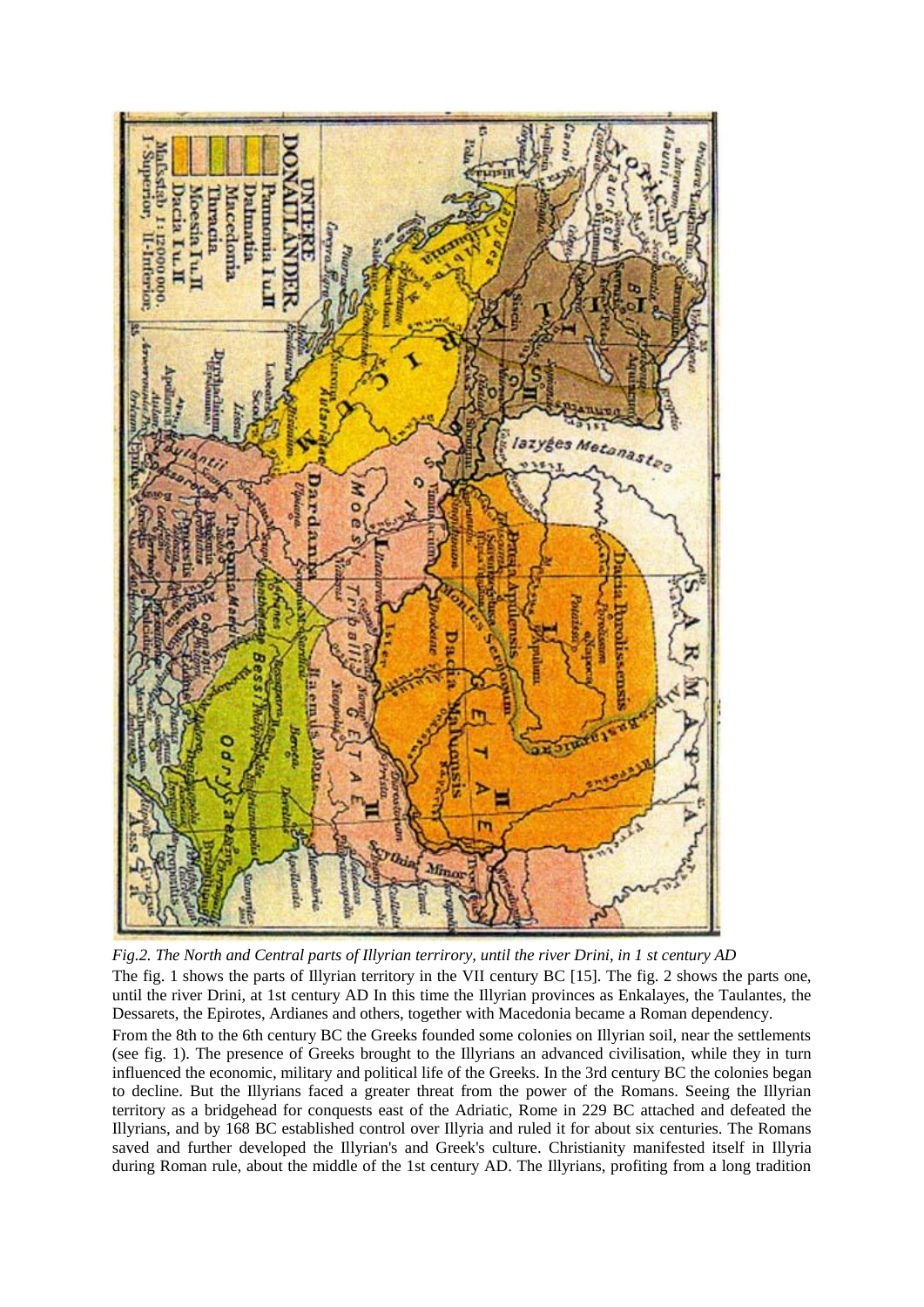*Fig.2. The North and Central parts of Illyrian terrirory, until the river Drini, in 1 st century AD*

The fig. 1 shows the parts of Illyrian territory in the VII century BC [15]. The fig. 2 shows the parts one, until the river Drini, at 1st century AD In this time the Illyrian provinces as Enkalayes, the Taulantes, the Dessarets, the Epirotes, Ardianes and others, together with Macedonia became a Roman dependency.

From the 8th to the 6th century BC the Greeks founded some colonies on Illyrian soil, near the settlements (see fig. 1). The presence of Greeks brought to the Illyrians an advanced civilisation, while they in turn influenced the economic, military and political life of the Greeks. In the 3rd century BC the colonies began to decline. But the Illyrians faced a greater threat from the power of the Romans. Seeing the Illyrian territory as a bridgehead for conquests east of the Adriatic, Rome in 229 BC attached and defeated the Illyrians, and by 168 BC established control over Illyria and ruled it for about six centuries. The Romans saved and further developed the Illyrian's and Greek's culture. Christianity manifested itself in Illyria during Roman rule, about the middle of the 1st century AD. The Illyrians, profiting from a long tradition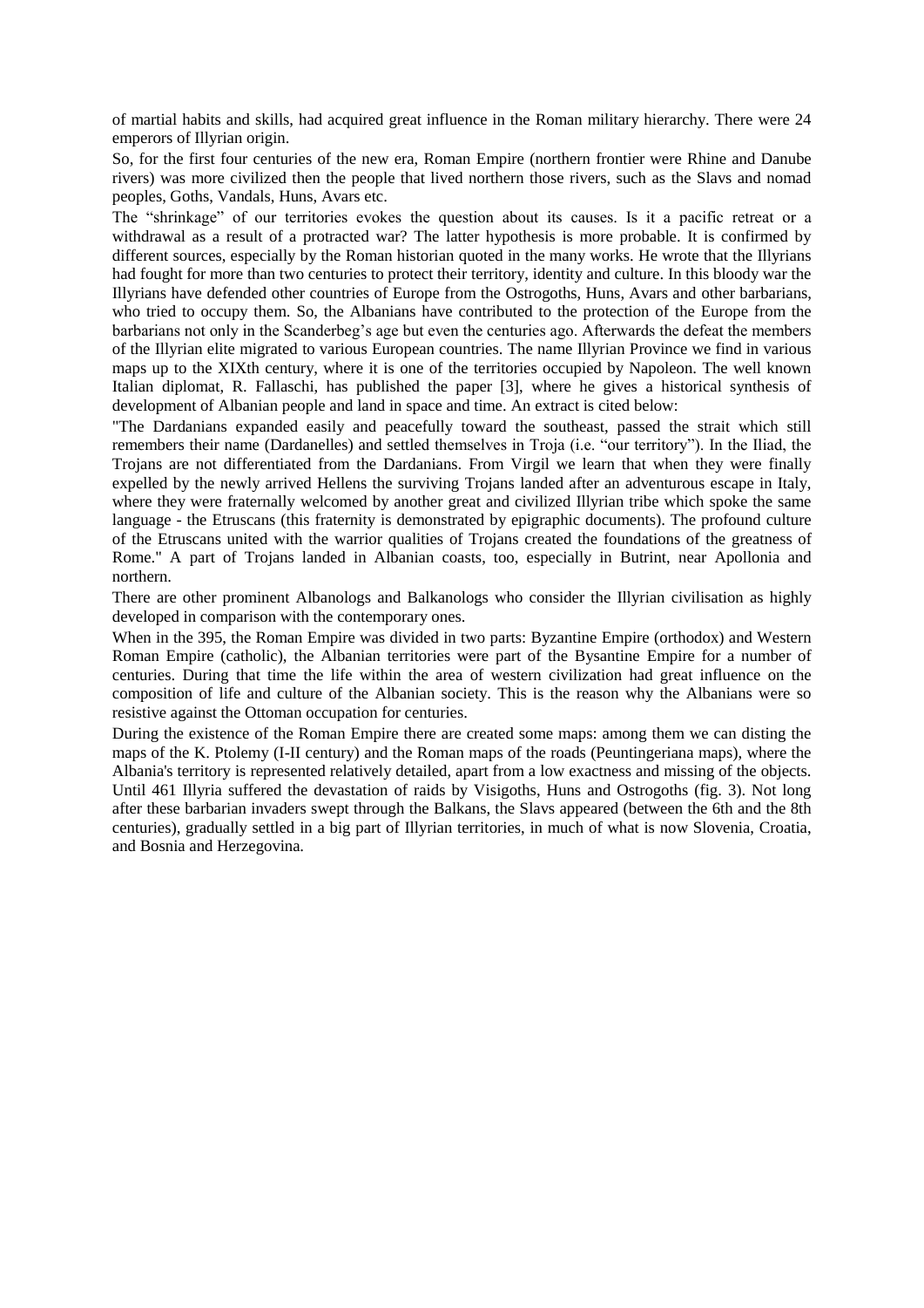of martial habits and skills, had acquired great influence in the Roman military hierarchy. There were 24 emperors of Illyrian origin.

So, for the first four centuries of the new era, Roman Empire (northern frontier were Rhine and Danube rivers) was more civilized then the people that lived northern those rivers, such as the Slavs and nomad peoples, Goths, Vandals, Huns, Avars etc.

The "shrinkage" of our territories evokes the question about its causes. Is it a pacific retreat or a withdrawal as a result of a protracted war? The latter hypothesis is more probable. It is confirmed by different sources, especially by the Roman historian quoted in the many works. He wrote that the Illyrians had fought for more than two centuries to protect their territory, identity and culture. In this bloody war the Illyrians have defended other countries of Europe from the Ostrogoths, Huns, Avars and other barbarians, who tried to occupy them. So, the Albanians have contributed to the protection of the Europe from the barbarians not only in the Scanderbeg's age but even the centuries ago. Afterwards the defeat the members of the Illyrian elite migrated to various European countries. The name Illyrian Province we find in various maps up to the XIXth century, where it is one of the territories occupied by Napoleon. The well known Italian diplomat, R. Fallaschi, has published the paper [3], where he gives a historical synthesis of development of Albanian people and land in space and time. An extract is cited below:

"The Dardanians expanded easily and peacefully toward the southeast, passed the strait which still remembers their name (Dardanelles) and settled themselves in Troja (i.e. "our territory"). In the Iliad, the Trojans are not differentiated from the Dardanians. From Virgil we learn that when they were finally expelled by the newly arrived Hellens the surviving Trojans landed after an adventurous escape in Italy, where they were fraternally welcomed by another great and civilized Illyrian tribe which spoke the same language - the Etruscans (this fraternity is demonstrated by epigraphic documents). The profound culture of the Etruscans united with the warrior qualities of Trojans created the foundations of the greatness of Rome." A part of Trojans landed in Albanian coasts, too, especially in Butrint, near Apollonia and northern.

There are other prominent Albanologs and Balkanologs who consider the Illyrian civilisation as highly developed in comparison with the contemporary ones.

When in the 395, the Roman Empire was divided in two parts: Byzantine Empire (orthodox) and Western Roman Empire (catholic), the Albanian territories were part of the Bysantine Empire for a number of centuries. During that time the life within the area of western civilization had great influence on the composition of life and culture of the Albanian society. This is the reason why the Albanians were so resistive against the Ottoman occupation for centuries.

During the existence of the Roman Empire there are created some maps: among them we can disting the maps of the K. Ptolemy (I-II century) and the Roman maps of the roads (Peuntingeriana maps), where the Albania's territory is represented relatively detailed, apart from a low exactness and missing of the objects. Until 461 Illyria suffered the devastation of raids by Visigoths, Huns and Ostrogoths (fig. 3). Not long after these barbarian invaders swept through the Balkans, the Slavs appeared (between the 6th and the 8th centuries), gradually settled in a big part of Illyrian territories, in much of what is now Slovenia, Croatia, and Bosnia and Herzegovina.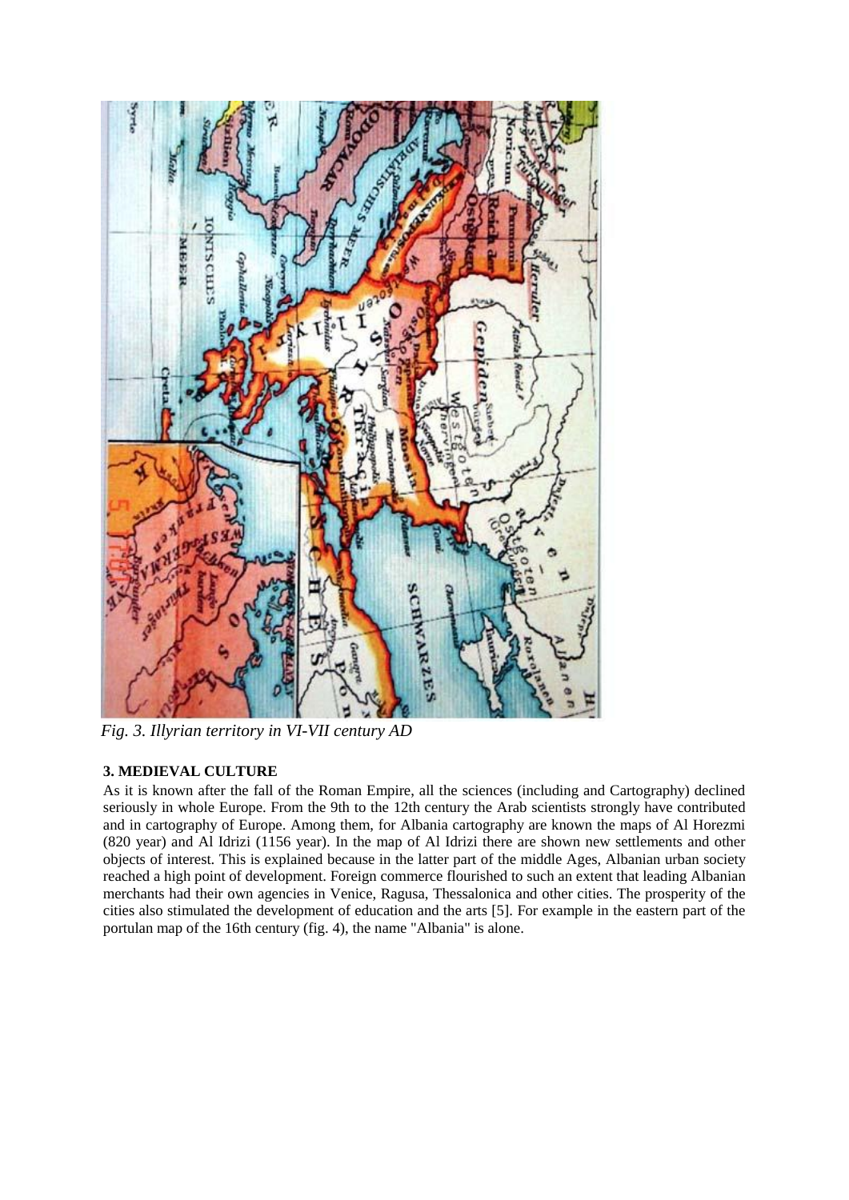*Fig. 3. Illyrian territory in VI-VII century AD*

## 3. MEDIEVAL CULTURE

As it is known after the fall of the Roman Empire, all the sciences (including and Cartography) declined seriously in whole Europe. From the 9th to the 12th century the Arab scientists strongly have contributed and in cartography of Europe. Among them, for Albania cartography are known the maps of Al Horezmi (820 year) and Al Idrizi (1156 year). In the map of Al Idrizi there are shown new settlements and other objects of interest. This is explained because in the latter part of the middle Ages, Albanian urban society reached a high point of development. Foreign commerce flourished to such an extent that leading Albanian merchants had their own agencies in Venice, Ragusa, Thessalonica and other cities. The prosperity of the cities also stimulated the development of education and the arts [5]. For example in the eastern part of the portulan map of the 16th century (fig. 4), the name "Albania" is alone.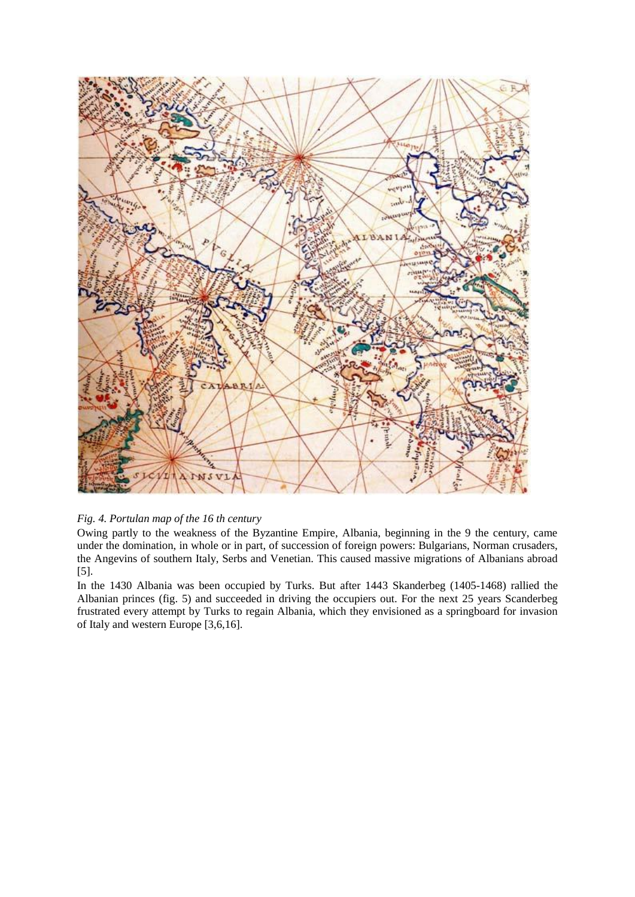*Fig. 4. Portulan map of the 16 th century*

Owing partly to the weakness of the Byzantine Empire, Albania, beginning in the 9 the century, came under the domination, in whole or in part, of succession of foreign powers: Bulgarians, Norman crusaders, the Angevins of southern Italy, Serbs and Venetian. This caused massive migrations of Albanians abroad [5].

In the 1430 Albania was been occupied by Turks. But after 1443 Skanderbeg (1405-1468) rallied the Albanian princes (fig. 5) and succeeded in driving the occupiers out. For the next 25 years Scanderbeg frustrated every attempt by Turks to regain Albania, which they envisioned as a springboard for invasion of Italy and western Europe [3,6,16].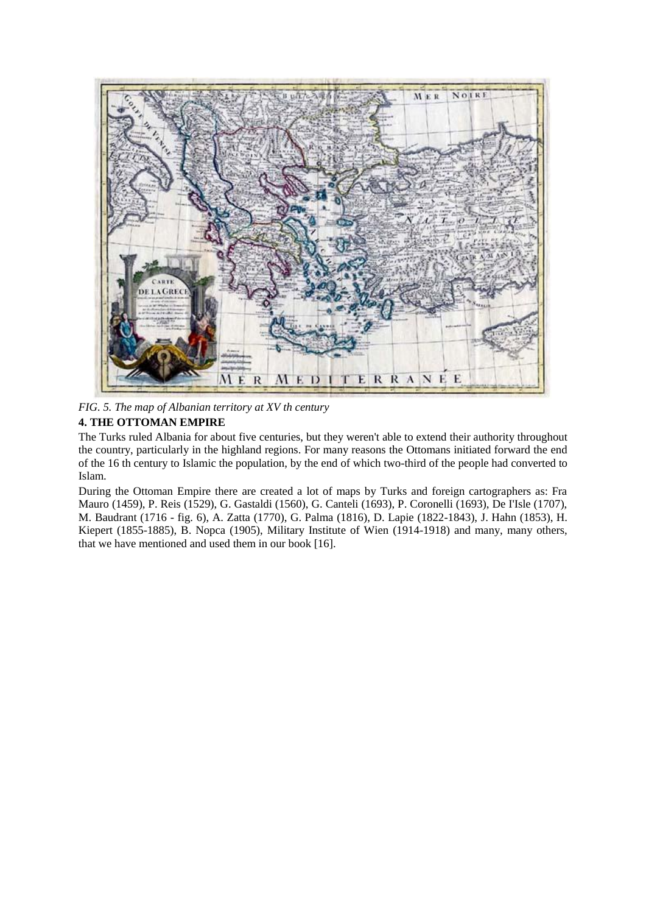*FIG. 5. The map of Albanian territory at XV th century*

## 4. THE OTTOMAN EMPIRE

The Turks ruled Albania for about five centuries, but they weren't able to extend their authority throughout the country, particularly in the highland regions. For many reasons the Ottomans initiated forward the end of the 16 th century to Islamic the population, by the end of which two-third of the people had converted to Islam.

During the Ottoman Empire there are created a lot of maps by Turks and foreign cartographers as: Fra Mauro (1459), P. Reis (1529), G. Gastaldi (1560), G. Canteli (1693), P. Coronelli (1693), De I'Isle (1707), M. Baudrant (1716 - fig. 6), A. Zatta (1770), G. Palma (1816), D. Lapie (1822-1843), J. Hahn (1853), H. Kiepert (1855-1885), B. Nopca (1905), Military Institute of Wien (1914-1918) and many, many others, that we have mentioned and used them in our book [16].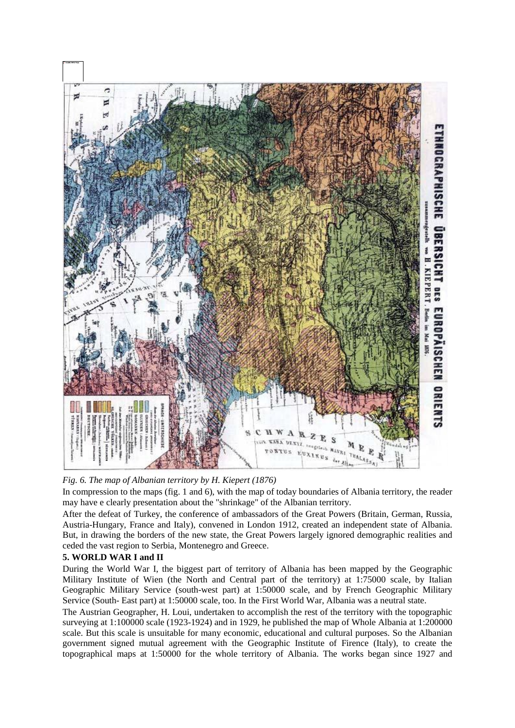*Fig. 6. The map of Albanian territory by H. Kiepert (1876)*

In compression to the maps (fig. 1 and 6), with the map of today boundaries of Albania territory, the reader may have e clearly presentation about the "shrinkage" of the Albanian territory.

After the defeat of Turkey, the conference of ambassadors of the Great Powers (Britain, German, Russia, Austria-Hungary, France and Italy), convened in London 1912, created an independent state of Albania. But, in drawing the borders of the new state, the Great Powers largely ignored demographic realities and ceded the vast region to Serbia, Montenegro and Greece.

## 5. WORLD WAR I and II

During the World War I, the biggest part of territory of Albania has been mapped by the Geographic Military Institute of Wien (the North and Central part of the territory) at 1:75000 scale, by Italian Geographic Military Service (south-west part) at 1:50000 scale, and by French Geographic Military Service (South- East part) at 1:50000 scale, too. In the First World War, Albania was a neutral state.

The Austrian Geographer, H. Loui, undertaken to accomplish the rest of the territory with the topographic surveying at 1:100000 scale (1923-1924) and in 1929, he published the map of Whole Albania at 1:200000 scale. But this scale is unsuitable for many economic, educational and cultural purposes. So the Albanian government signed mutual agreement with the Geographic Institute of Firence (Italy), to create the topographical maps at 1:50000 for the whole territory of Albania. The works began since 1927 and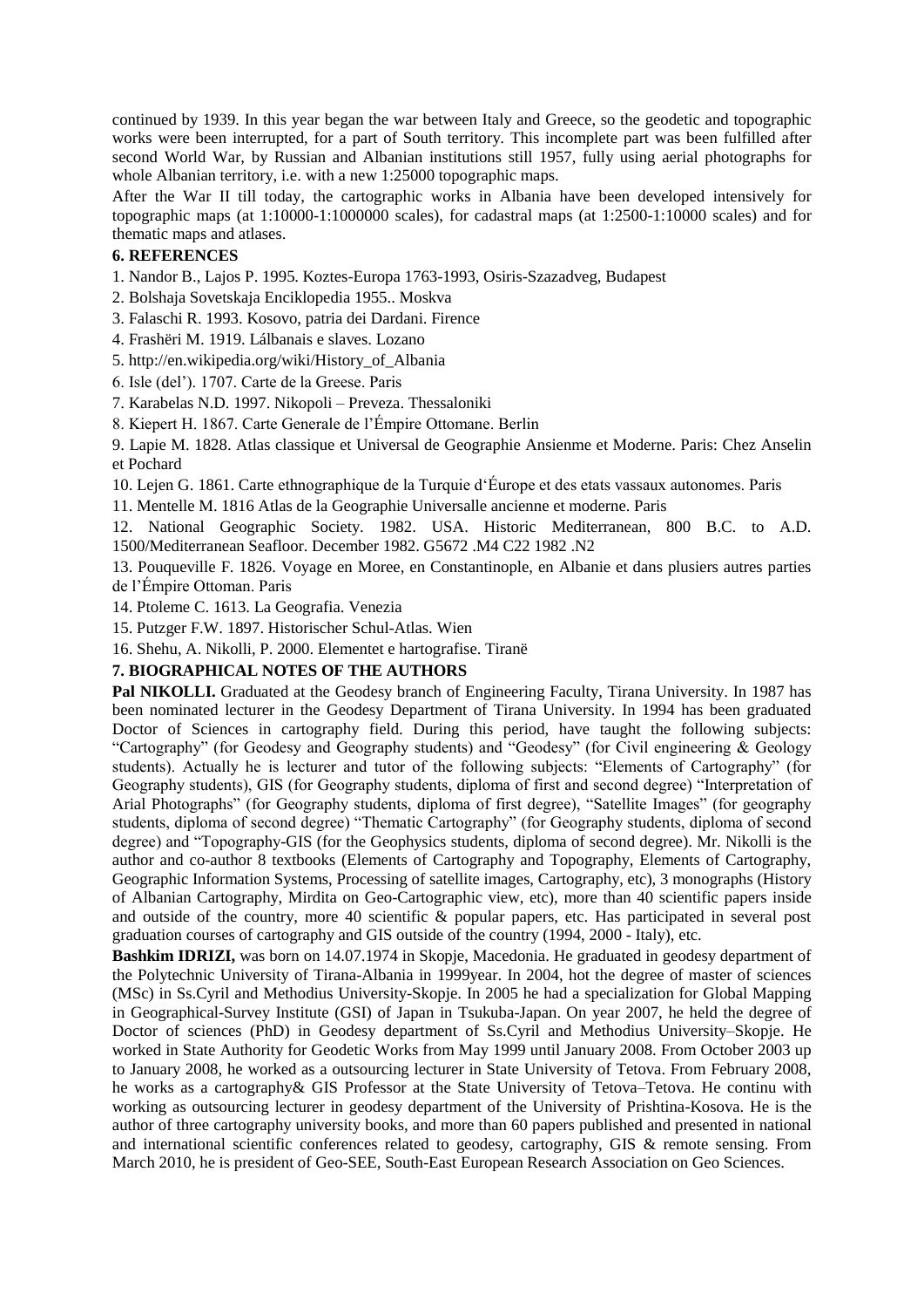continued by 1939. In this year began the war between Italy and Greece, so the geodetic and topographic works were been interrupted, for a part of South territory. This incomplete part was been fulfilled after second World War, by Russian and Albanian institutions still 1957, fully using aerial photographs for whole Albanian territory, i.e. with a new 1:25000 topographic maps.

After the War II till today, the cartographic works in Albania have been developed intensively for topographic maps (at 1:10000-1:1000000 scales), for cadastral maps (at 1:2500-1:10000 scales) and for thematic maps and atlases.

## 6. REFERENCES

1. Nandor B., Lajos P. 1995. Koztes-Europa 1763-1993, Osiris-Szazadveg, Budapest
2. Bolshaja Sovetskaja Enciklopedia 1955.. Moskva
3. Falaschi R. 1993. Kosovo, patria dei Dardani. Firence
4. Frashëri M. 1919. Lálbanais e slaves. Lozano
5. http://en.wikipedia.org/wiki/History_of_Albania
6. Isle (del'). 1707. Carte de la Greese. Paris
7. Karabelas N.D. 1997. Nikopoli – Preveza. Thessaloniki
8. Kiepert H. 1867. Carte Generale de l'Émpire Ottomane. Berlin
9. Lapie M. 1828. Atlas classique et Universal de Geographie Ansienme et Moderne. Paris: Chez Anselin et Pochard
10. Lejen G. 1861. Carte ethnographique de la Turquie d'Éurope et des etats vassaux autonomes. Paris
11. Mentelle M. 1816 Atlas de la Geographie Universalle ancienne et moderne. Paris
12. National Geographic Society. 1982. USA. Historic Mediterranean, 800 B.C. to A.D. 1500/Mediterranean Seafloor. December 1982. G5672 .M4 C22 1982 .N2
13. Pouqueville F. 1826. Voyage en Moree, en Constantinople, en Albanie et dans plusiers autres parties de l'Émpire Ottoman. Paris
14. Ptoleme C. 1613. La Geografia. Venezia
15. Putzger F.W. 1897. Historischer Schul-Atlas. Wien
16. Shehu, A. Nikolli, P. 2000. Elementet e hartografise. Tiranë

## 7. BIOGRAPHICAL NOTES OF THE AUTHORS

**Pal NIKOLLI.** Graduated at the Geodesy branch of Engineering Faculty, Tirana University. In 1987 has been nominated lecturer in the Geodesy Department of Tirana University. In 1994 has been graduated Doctor of Sciences in cartography field. During this period, have taught the following subjects: "Cartography" (for Geodesy and Geography students) and "Geodesy" (for Civil engineering & Geology students). Actually he is lecturer and tutor of the following subjects: "Elements of Cartography" (for Geography students), GIS (for Geography students, diploma of first and second degree) "Interpretation of Arial Photographs" (for Geography students, diploma of first degree), "Satellite Images" (for geography students, diploma of second degree) "Thematic Cartography" (for Geography students, diploma of second degree) and "Topography-GIS (for the Geophysics students, diploma of second degree). Mr. Nikolli is the author and co-author 8 textbooks (Elements of Cartography and Topography, Elements of Cartography, Geographic Information Systems, Processing of satellite images, Cartography, etc), 3 monographs (History of Albanian Cartography, Mirdita on Geo-Cartographic view, etc), more than 40 scientific papers inside and outside of the country, more 40 scientific & popular papers, etc. Has participated in several post graduation courses of cartography and GIS outside of the country (1994, 2000 - Italy), etc.

**Bashkim IDRIZI,** was born on 14.07.1974 in Skopje, Macedonia. He graduated in geodesy department of the Polytechnic University of Tirana-Albania in 1999year. In 2004, hot the degree of master of sciences (MSc) in Ss.Cyril and Methodius University-Skopje. In 2005 he had a specialization for Global Mapping in Geographical-Survey Institute (GSI) of Japan in Tsukuba-Japan. On year 2007, he held the degree of Doctor of sciences (PhD) in Geodesy department of Ss.Cyril and Methodius University–Skopje. He worked in State Authority for Geodetic Works from May 1999 until January 2008. From October 2003 up to January 2008, he worked as a outsourcing lecturer in State University of Tetova. From February 2008, he works as a cartography& GIS Professor at the State University of Tetova–Tetova. He continu with working as outsourcing lecturer in geodesy department of the University of Prishtina-Kosova. He is the author of three cartography university books, and more than 60 papers published and presented in national and international scientific conferences related to geodesy, cartography, GIS & remote sensing. From March 2010, he is president of Geo-SEE, South-East European Research Association on Geo Sciences.